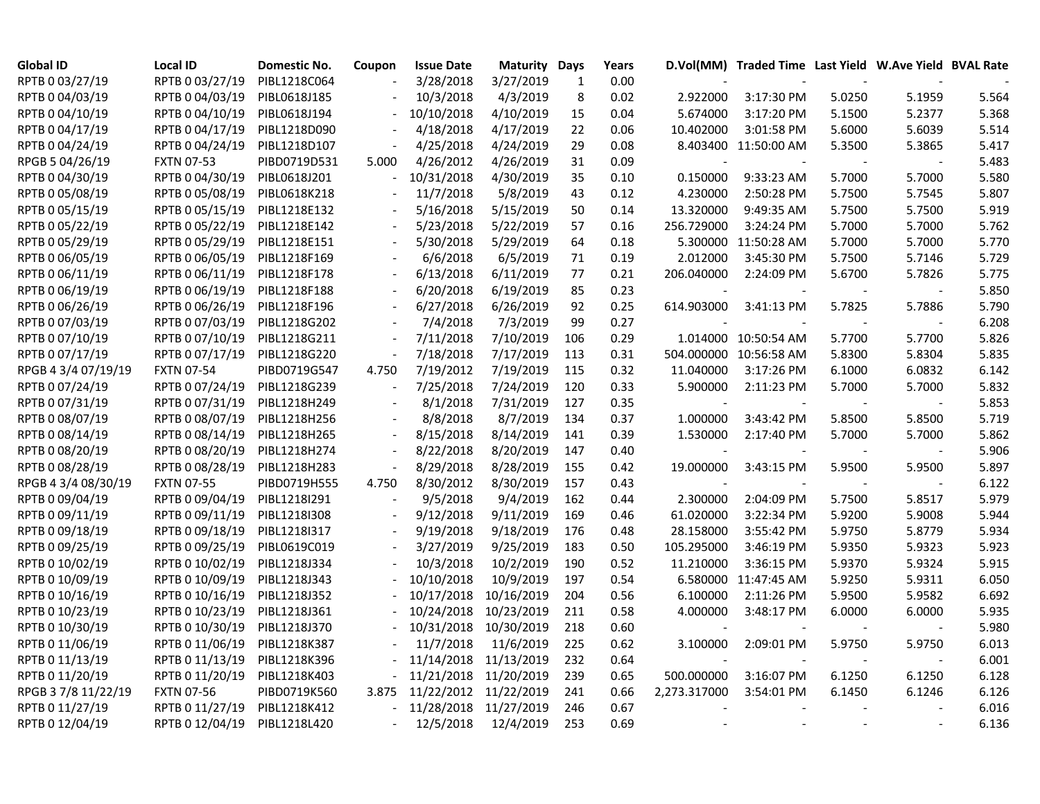| Global ID | Local ID | Domestic No. | Coupon | Issue Date | Maturity | Days | Years | D.Vol(MM) | Traded Time | Last Yield | W.Ave Yield | BVAL Rate |
|---|---|---|---|---|---|---|---|---|---|---|---|---|
| RPTB 0 03/27/19 | RPTB 0 03/27/19 | PIBL1218C064 | - | 3/28/2018 | 3/27/2019 | 1 | 0.00 | - | - | - | - | - |
| RPTB 0 04/03/19 | RPTB 0 04/03/19 | PIBL0618J185 | - | 10/3/2018 | 4/3/2019 | 8 | 0.02 | 2.922000 | 3:17:30 PM | 5.0250 | 5.1959 | 5.564 |
| RPTB 0 04/10/19 | RPTB 0 04/10/19 | PIBL0618J194 | - | 10/10/2018 | 4/10/2019 | 15 | 0.04 | 5.674000 | 3:17:20 PM | 5.1500 | 5.2377 | 5.368 |
| RPTB 0 04/17/19 | RPTB 0 04/17/19 | PIBL1218D090 | - | 4/18/2018 | 4/17/2019 | 22 | 0.06 | 10.402000 | 3:01:58 PM | 5.6000 | 5.6039 | 5.514 |
| RPTB 0 04/24/19 | RPTB 0 04/24/19 | PIBL1218D107 | - | 4/25/2018 | 4/24/2019 | 29 | 0.08 | 8.403400 | 11:50:00 AM | 5.3500 | 5.3865 | 5.417 |
| RPGB 5 04/26/19 | FXTN 07-53 | PIBD0719D531 | 5.000 | 4/26/2012 | 4/26/2019 | 31 | 0.09 | - | - | - | - | 5.483 |
| RPTB 0 04/30/19 | RPTB 0 04/30/19 | PIBL0618J201 | - | 10/31/2018 | 4/30/2019 | 35 | 0.10 | 0.150000 | 9:33:23 AM | 5.7000 | 5.7000 | 5.580 |
| RPTB 0 05/08/19 | RPTB 0 05/08/19 | PIBL0618K218 | - | 11/7/2018 | 5/8/2019 | 43 | 0.12 | 4.230000 | 2:50:28 PM | 5.7500 | 5.7545 | 5.807 |
| RPTB 0 05/15/19 | RPTB 0 05/15/19 | PIBL1218E132 | - | 5/16/2018 | 5/15/2019 | 50 | 0.14 | 13.320000 | 9:49:35 AM | 5.7500 | 5.7500 | 5.919 |
| RPTB 0 05/22/19 | RPTB 0 05/22/19 | PIBL1218E142 | - | 5/23/2018 | 5/22/2019 | 57 | 0.16 | 256.729000 | 3:24:24 PM | 5.7000 | 5.7000 | 5.762 |
| RPTB 0 05/29/19 | RPTB 0 05/29/19 | PIBL1218E151 | - | 5/30/2018 | 5/29/2019 | 64 | 0.18 | 5.300000 | 11:50:28 AM | 5.7000 | 5.7000 | 5.770 |
| RPTB 0 06/05/19 | RPTB 0 06/05/19 | PIBL1218F169 | - | 6/6/2018 | 6/5/2019 | 71 | 0.19 | 2.012000 | 3:45:30 PM | 5.7500 | 5.7146 | 5.729 |
| RPTB 0 06/11/19 | RPTB 0 06/11/19 | PIBL1218F178 | - | 6/13/2018 | 6/11/2019 | 77 | 0.21 | 206.040000 | 2:24:09 PM | 5.6700 | 5.7826 | 5.775 |
| RPTB 0 06/19/19 | RPTB 0 06/19/19 | PIBL1218F188 | - | 6/20/2018 | 6/19/2019 | 85 | 0.23 | - | - | - | - | 5.850 |
| RPTB 0 06/26/19 | RPTB 0 06/26/19 | PIBL1218F196 | - | 6/27/2018 | 6/26/2019 | 92 | 0.25 | 614.903000 | 3:41:13 PM | 5.7825 | 5.7886 | 5.790 |
| RPTB 0 07/03/19 | RPTB 0 07/03/19 | PIBL1218G202 | - | 7/4/2018 | 7/3/2019 | 99 | 0.27 | - | - | - | - | 6.208 |
| RPTB 0 07/10/19 | RPTB 0 07/10/19 | PIBL1218G211 | - | 7/11/2018 | 7/10/2019 | 106 | 0.29 | 1.014000 | 10:50:54 AM | 5.7700 | 5.7700 | 5.826 |
| RPTB 0 07/17/19 | RPTB 0 07/17/19 | PIBL1218G220 | - | 7/18/2018 | 7/17/2019 | 113 | 0.31 | 504.000000 | 10:56:58 AM | 5.8300 | 5.8304 | 5.835 |
| RPGB 4 3/4 07/19/19 | FXTN 07-54 | PIBD0719G547 | 4.750 | 7/19/2012 | 7/19/2019 | 115 | 0.32 | 11.040000 | 3:17:26 PM | 6.1000 | 6.0832 | 6.142 |
| RPTB 0 07/24/19 | RPTB 0 07/24/19 | PIBL1218G239 | - | 7/25/2018 | 7/24/2019 | 120 | 0.33 | 5.900000 | 2:11:23 PM | 5.7000 | 5.7000 | 5.832 |
| RPTB 0 07/31/19 | RPTB 0 07/31/19 | PIBL1218H249 | - | 8/1/2018 | 7/31/2019 | 127 | 0.35 | - | - | - | - | 5.853 |
| RPTB 0 08/07/19 | RPTB 0 08/07/19 | PIBL1218H256 | - | 8/8/2018 | 8/7/2019 | 134 | 0.37 | 1.000000 | 3:43:42 PM | 5.8500 | 5.8500 | 5.719 |
| RPTB 0 08/14/19 | RPTB 0 08/14/19 | PIBL1218H265 | - | 8/15/2018 | 8/14/2019 | 141 | 0.39 | 1.530000 | 2:17:40 PM | 5.7000 | 5.7000 | 5.862 |
| RPTB 0 08/20/19 | RPTB 0 08/20/19 | PIBL1218H274 | - | 8/22/2018 | 8/20/2019 | 147 | 0.40 | - | - | - | - | 5.906 |
| RPTB 0 08/28/19 | RPTB 0 08/28/19 | PIBL1218H283 | - | 8/29/2018 | 8/28/2019 | 155 | 0.42 | 19.000000 | 3:43:15 PM | 5.9500 | 5.9500 | 5.897 |
| RPGB 4 3/4 08/30/19 | FXTN 07-55 | PIBD0719H555 | 4.750 | 8/30/2012 | 8/30/2019 | 157 | 0.43 | - | - | - | - | 6.122 |
| RPTB 0 09/04/19 | RPTB 0 09/04/19 | PIBL1218I291 | - | 9/5/2018 | 9/4/2019 | 162 | 0.44 | 2.300000 | 2:04:09 PM | 5.7500 | 5.8517 | 5.979 |
| RPTB 0 09/11/19 | RPTB 0 09/11/19 | PIBL1218I308 | - | 9/12/2018 | 9/11/2019 | 169 | 0.46 | 61.020000 | 3:22:34 PM | 5.9200 | 5.9008 | 5.944 |
| RPTB 0 09/18/19 | RPTB 0 09/18/19 | PIBL1218I317 | - | 9/19/2018 | 9/18/2019 | 176 | 0.48 | 28.158000 | 3:55:42 PM | 5.9750 | 5.8779 | 5.934 |
| RPTB 0 09/25/19 | RPTB 0 09/25/19 | PIBL0619C019 | - | 3/27/2019 | 9/25/2019 | 183 | 0.50 | 105.295000 | 3:46:19 PM | 5.9350 | 5.9323 | 5.923 |
| RPTB 0 10/02/19 | RPTB 0 10/02/19 | PIBL1218J334 | - | 10/3/2018 | 10/2/2019 | 190 | 0.52 | 11.210000 | 3:36:15 PM | 5.9370 | 5.9324 | 5.915 |
| RPTB 0 10/09/19 | RPTB 0 10/09/19 | PIBL1218J343 | - | 10/10/2018 | 10/9/2019 | 197 | 0.54 | 6.580000 | 11:47:45 AM | 5.9250 | 5.9311 | 6.050 |
| RPTB 0 10/16/19 | RPTB 0 10/16/19 | PIBL1218J352 | - | 10/17/2018 | 10/16/2019 | 204 | 0.56 | 6.100000 | 2:11:26 PM | 5.9500 | 5.9582 | 6.692 |
| RPTB 0 10/23/19 | RPTB 0 10/23/19 | PIBL1218J361 | - | 10/24/2018 | 10/23/2019 | 211 | 0.58 | 4.000000 | 3:48:17 PM | 6.0000 | 6.0000 | 5.935 |
| RPTB 0 10/30/19 | RPTB 0 10/30/19 | PIBL1218J370 | - | 10/31/2018 | 10/30/2019 | 218 | 0.60 | - | - | - | - | 5.980 |
| RPTB 0 11/06/19 | RPTB 0 11/06/19 | PIBL1218K387 | - | 11/7/2018 | 11/6/2019 | 225 | 0.62 | 3.100000 | 2:09:01 PM | 5.9750 | 5.9750 | 6.013 |
| RPTB 0 11/13/19 | RPTB 0 11/13/19 | PIBL1218K396 | - | 11/14/2018 | 11/13/2019 | 232 | 0.64 | - | - | - | - | 6.001 |
| RPTB 0 11/20/19 | RPTB 0 11/20/19 | PIBL1218K403 | - | 11/21/2018 | 11/20/2019 | 239 | 0.65 | 500.000000 | 3:16:07 PM | 6.1250 | 6.1250 | 6.128 |
| RPGB 3 7/8 11/22/19 | FXTN 07-56 | PIBD0719K560 | 3.875 | 11/22/2012 | 11/22/2019 | 241 | 0.66 | 2,273.317000 | 3:54:01 PM | 6.1450 | 6.1246 | 6.126 |
| RPTB 0 11/27/19 | RPTB 0 11/27/19 | PIBL1218K412 | - | 11/28/2018 | 11/27/2019 | 246 | 0.67 | - | - | - | - | 6.016 |
| RPTB 0 12/04/19 | RPTB 0 12/04/19 | PIBL1218L420 | - | 12/5/2018 | 12/4/2019 | 253 | 0.69 | - | - | - | - | 6.136 |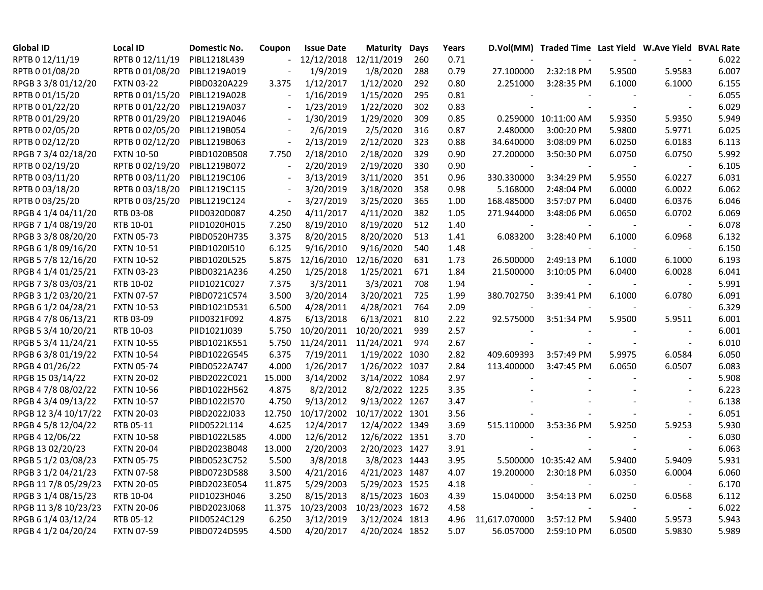| Global ID | Local ID | Domestic No. | Coupon | Issue Date | Maturity | Days | Years | D.Vol(MM) | Traded Time | Last Yield | W.Ave Yield | BVAL Rate |
|---|---|---|---|---|---|---|---|---|---|---|---|---|
| RPTB 0 12/11/19 | RPTB 0 12/11/19 | PIBL1218L439 | - | 12/12/2018 | 12/11/2019 | 260 | 0.71 | - | - | - | - | 6.022 |
| RPTB 0 01/08/20 | RPTB 0 01/08/20 | PIBL1219A019 | - | 1/9/2019 | 1/8/2020 | 288 | 0.79 | 27.100000 | 2:32:18 PM | 5.9500 | 5.9583 | 6.007 |
| RPGB 3 3/8 01/12/20 | FXTN 03-22 | PIBD0320A229 | 3.375 | 1/12/2017 | 1/12/2020 | 292 | 0.80 | 2.251000 | 3:28:35 PM | 6.1000 | 6.1000 | 6.155 |
| RPTB 0 01/15/20 | RPTB 0 01/15/20 | PIBL1219A028 | - | 1/16/2019 | 1/15/2020 | 295 | 0.81 | - | - | - | - | 6.055 |
| RPTB 0 01/22/20 | RPTB 0 01/22/20 | PIBL1219A037 | - | 1/23/2019 | 1/22/2020 | 302 | 0.83 | - | - | - | - | 6.029 |
| RPTB 0 01/29/20 | RPTB 0 01/29/20 | PIBL1219A046 | - | 1/30/2019 | 1/29/2020 | 309 | 0.85 | 0.259000 | 10:11:00 AM | 5.9350 | 5.9350 | 5.949 |
| RPTB 0 02/05/20 | RPTB 0 02/05/20 | PIBL1219B054 | - | 2/6/2019 | 2/5/2020 | 316 | 0.87 | 2.480000 | 3:00:20 PM | 5.9800 | 5.9771 | 6.025 |
| RPTB 0 02/12/20 | RPTB 0 02/12/20 | PIBL1219B063 | - | 2/13/2019 | 2/12/2020 | 323 | 0.88 | 34.640000 | 3:08:09 PM | 6.0250 | 6.0183 | 6.113 |
| RPGB 7 3/4 02/18/20 | FXTN 10-50 | PIBD1020B508 | 7.750 | 2/18/2010 | 2/18/2020 | 329 | 0.90 | 27.200000 | 3:50:30 PM | 6.0750 | 6.0750 | 5.992 |
| RPTB 0 02/19/20 | RPTB 0 02/19/20 | PIBL1219B072 | - | 2/20/2019 | 2/19/2020 | 330 | 0.90 | - | - | - | - | 6.105 |
| RPTB 0 03/11/20 | RPTB 0 03/11/20 | PIBL1219C106 | - | 3/13/2019 | 3/11/2020 | 351 | 0.96 | 330.330000 | 3:34:29 PM | 5.9550 | 6.0227 | 6.031 |
| RPTB 0 03/18/20 | RPTB 0 03/18/20 | PIBL1219C115 | - | 3/20/2019 | 3/18/2020 | 358 | 0.98 | 5.168000 | 2:48:04 PM | 6.0000 | 6.0022 | 6.062 |
| RPTB 0 03/25/20 | RPTB 0 03/25/20 | PIBL1219C124 | - | 3/27/2019 | 3/25/2020 | 365 | 1.00 | 168.485000 | 3:57:07 PM | 6.0400 | 6.0376 | 6.046 |
| RPGB 4 1/4 04/11/20 | RTB 03-08 | PIID0320D087 | 4.250 | 4/11/2017 | 4/11/2020 | 382 | 1.05 | 271.944000 | 3:48:06 PM | 6.0650 | 6.0702 | 6.069 |
| RPGB 7 1/4 08/19/20 | RTB 10-01 | PIID1020H015 | 7.250 | 8/19/2010 | 8/19/2020 | 512 | 1.40 | - | - | - | - | 6.078 |
| RPGB 3 3/8 08/20/20 | FXTN 05-73 | PIBD0520H735 | 3.375 | 8/20/2015 | 8/20/2020 | 513 | 1.41 | 6.083200 | 3:28:40 PM | 6.1000 | 6.0968 | 6.132 |
| RPGB 6 1/8 09/16/20 | FXTN 10-51 | PIBD1020I510 | 6.125 | 9/16/2010 | 9/16/2020 | 540 | 1.48 | - | - | - | - | 6.150 |
| RPGB 5 7/8 12/16/20 | FXTN 10-52 | PIBD1020L525 | 5.875 | 12/16/2010 | 12/16/2020 | 631 | 1.73 | 26.500000 | 2:49:13 PM | 6.1000 | 6.1000 | 6.193 |
| RPGB 4 1/4 01/25/21 | FXTN 03-23 | PIBD0321A236 | 4.250 | 1/25/2018 | 1/25/2021 | 671 | 1.84 | 21.500000 | 3:10:05 PM | 6.0400 | 6.0028 | 6.041 |
| RPGB 7 3/8 03/03/21 | RTB 10-02 | PIID1021C027 | 7.375 | 3/3/2011 | 3/3/2021 | 708 | 1.94 | - | - | - | - | 5.991 |
| RPGB 3 1/2 03/20/21 | FXTN 07-57 | PIBD0721C574 | 3.500 | 3/20/2014 | 3/20/2021 | 725 | 1.99 | 380.702750 | 3:39:41 PM | 6.1000 | 6.0780 | 6.091 |
| RPGB 6 1/2 04/28/21 | FXTN 10-53 | PIBD1021D531 | 6.500 | 4/28/2011 | 4/28/2021 | 764 | 2.09 | - | - | - | - | 6.329 |
| RPGB 4 7/8 06/13/21 | RTB 03-09 | PIID0321F092 | 4.875 | 6/13/2018 | 6/13/2021 | 810 | 2.22 | 92.575000 | 3:51:34 PM | 5.9500 | 5.9511 | 6.001 |
| RPGB 5 3/4 10/20/21 | RTB 10-03 | PIID1021J039 | 5.750 | 10/20/2011 | 10/20/2021 | 939 | 2.57 | - | - | - | - | 6.001 |
| RPGB 5 3/4 11/24/21 | FXTN 10-55 | PIBD1021K551 | 5.750 | 11/24/2011 | 11/24/2021 | 974 | 2.67 | - | - | - | - | 6.010 |
| RPGB 6 3/8 01/19/22 | FXTN 10-54 | PIBD1022G545 | 6.375 | 7/19/2011 | 1/19/2022 | 1030 | 2.82 | 409.609393 | 3:57:49 PM | 5.9975 | 6.0584 | 6.050 |
| RPGB 4 01/26/22 | FXTN 05-74 | PIBD0522A747 | 4.000 | 1/26/2017 | 1/26/2022 | 1037 | 2.84 | 113.400000 | 3:47:45 PM | 6.0650 | 6.0507 | 6.083 |
| RPGB 15 03/14/22 | FXTN 20-02 | PIBD2022C021 | 15.000 | 3/14/2002 | 3/14/2022 | 1084 | 2.97 | - | - | - | - | 5.908 |
| RPGB 4 7/8 08/02/22 | FXTN 10-56 | PIBD1022H562 | 4.875 | 8/2/2012 | 8/2/2022 | 1225 | 3.35 | - | - | - | - | 6.223 |
| RPGB 4 3/4 09/13/22 | FXTN 10-57 | PIBD1022I570 | 4.750 | 9/13/2012 | 9/13/2022 | 1267 | 3.47 | - | - | - | - | 6.138 |
| RPGB 12 3/4 10/17/22 | FXTN 20-03 | PIBD2022J033 | 12.750 | 10/17/2002 | 10/17/2022 | 1301 | 3.56 | - | - | - | - | 6.051 |
| RPGB 4 5/8 12/04/22 | RTB 05-11 | PIID0522L114 | 4.625 | 12/4/2017 | 12/4/2022 | 1349 | 3.69 | 515.110000 | 3:53:36 PM | 5.9250 | 5.9253 | 5.930 |
| RPGB 4 12/06/22 | FXTN 10-58 | PIBD1022L585 | 4.000 | 12/6/2012 | 12/6/2022 | 1351 | 3.70 | - | - | - | - | 6.030 |
| RPGB 13 02/20/23 | FXTN 20-04 | PIBD2023B048 | 13.000 | 2/20/2003 | 2/20/2023 | 1427 | 3.91 | - | - | - | - | 6.063 |
| RPGB 5 1/2 03/08/23 | FXTN 05-75 | PIBD0523C752 | 5.500 | 3/8/2018 | 3/8/2023 | 1443 | 3.95 | 5.500000 | 10:35:42 AM | 5.9400 | 5.9409 | 5.931 |
| RPGB 3 1/2 04/21/23 | FXTN 07-58 | PIBD0723D588 | 3.500 | 4/21/2016 | 4/21/2023 | 1487 | 4.07 | 19.200000 | 2:30:18 PM | 6.0350 | 6.0004 | 6.060 |
| RPGB 11 7/8 05/29/23 | FXTN 20-05 | PIBD2023E054 | 11.875 | 5/29/2003 | 5/29/2023 | 1525 | 4.18 | - | - | - | - | 6.170 |
| RPGB 3 1/4 08/15/23 | RTB 10-04 | PIID1023H046 | 3.250 | 8/15/2013 | 8/15/2023 | 1603 | 4.39 | 15.040000 | 3:54:13 PM | 6.0250 | 6.0568 | 6.112 |
| RPGB 11 3/8 10/23/23 | FXTN 20-06 | PIBD2023J068 | 11.375 | 10/23/2003 | 10/23/2023 | 1672 | 4.58 | - | - | - | - | 6.022 |
| RPGB 6 1/4 03/12/24 | RTB 05-12 | PIID0524C129 | 6.250 | 3/12/2019 | 3/12/2024 | 1813 | 4.96 | 11,617.070000 | 3:57:12 PM | 5.9400 | 5.9573 | 5.943 |
| RPGB 4 1/2 04/20/24 | FXTN 07-59 | PIBD0724D595 | 4.500 | 4/20/2017 | 4/20/2024 | 1852 | 5.07 | 56.057000 | 2:59:10 PM | 6.0500 | 5.9830 | 5.989 |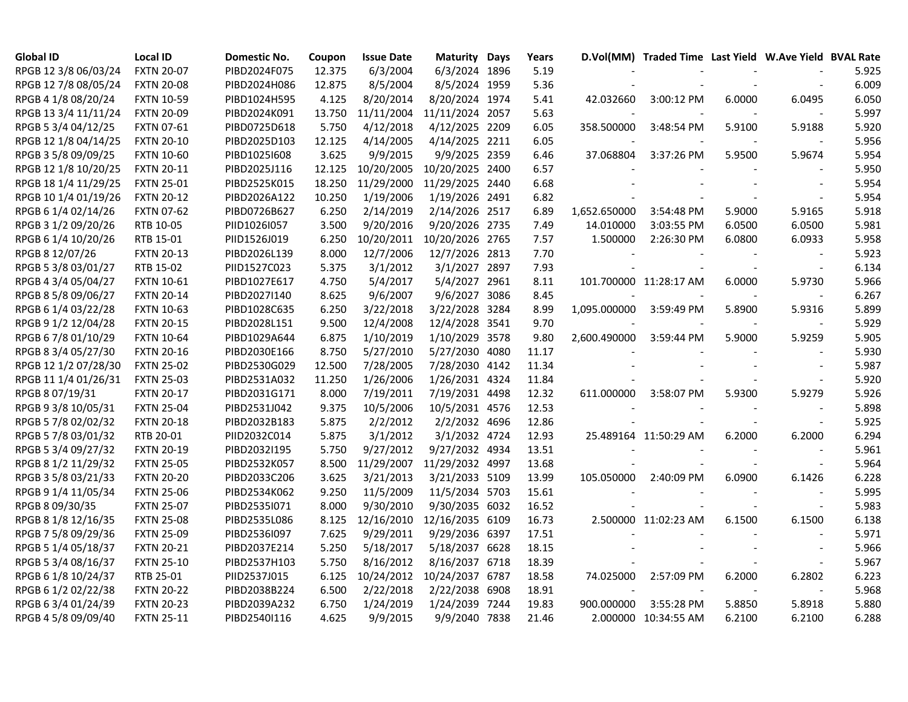| Global ID | Local ID | Domestic No. | Coupon | Issue Date | Maturity | Days | Years | D.Vol(MM) | Traded Time | Last Yield | W.Ave Yield | BVAL Rate |
|---|---|---|---|---|---|---|---|---|---|---|---|---|
| RPGB 12 3/8 06/03/24 | FXTN 20-07 | PIBD2024F075 | 12.375 | 6/3/2004 | 6/3/2024 | 1896 | 5.19 | - | - | - | - | 5.925 |
| RPGB 12 7/8 08/05/24 | FXTN 20-08 | PIBD2024H086 | 12.875 | 8/5/2004 | 8/5/2024 | 1959 | 5.36 | - | - | - | - | 6.009 |
| RPGB 4 1/8 08/20/24 | FXTN 10-59 | PIBD1024H595 | 4.125 | 8/20/2014 | 8/20/2024 | 1974 | 5.41 | 42.032660 | 3:00:12 PM | 6.0000 | 6.0495 | 6.050 |
| RPGB 13 3/4 11/11/24 | FXTN 20-09 | PIBD2024K091 | 13.750 | 11/11/2004 | 11/11/2024 | 2057 | 5.63 | - | - | - | - | 5.997 |
| RPGB 5 3/4 04/12/25 | FXTN 07-61 | PIBD0725D618 | 5.750 | 4/12/2018 | 4/12/2025 | 2209 | 6.05 | 358.500000 | 3:48:54 PM | 5.9100 | 5.9188 | 5.920 |
| RPGB 12 1/8 04/14/25 | FXTN 20-10 | PIBD2025D103 | 12.125 | 4/14/2005 | 4/14/2025 | 2211 | 6.05 | - | - | - | - | 5.956 |
| RPGB 3 5/8 09/09/25 | FXTN 10-60 | PIBD1025I608 | 3.625 | 9/9/2015 | 9/9/2025 | 2359 | 6.46 | 37.068804 | 3:37:26 PM | 5.9500 | 5.9674 | 5.954 |
| RPGB 12 1/8 10/20/25 | FXTN 20-11 | PIBD2025J116 | 12.125 | 10/20/2005 | 10/20/2025 | 2400 | 6.57 | - | - | - | - | 5.950 |
| RPGB 18 1/4 11/29/25 | FXTN 25-01 | PIBD2525K015 | 18.250 | 11/29/2000 | 11/29/2025 | 2440 | 6.68 | - | - | - | - | 5.954 |
| RPGB 10 1/4 01/19/26 | FXTN 20-12 | PIBD2026A122 | 10.250 | 1/19/2006 | 1/19/2026 | 2491 | 6.82 | - | - | - | - | 5.954 |
| RPGB 6 1/4 02/14/26 | FXTN 07-62 | PIBD0726B627 | 6.250 | 2/14/2019 | 2/14/2026 | 2517 | 6.89 | 1,652.650000 | 3:54:48 PM | 5.9000 | 5.9165 | 5.918 |
| RPGB 3 1/2 09/20/26 | RTB 10-05 | PIID1026I057 | 3.500 | 9/20/2016 | 9/20/2026 | 2735 | 7.49 | 14.010000 | 3:03:55 PM | 6.0500 | 6.0500 | 5.981 |
| RPGB 6 1/4 10/20/26 | RTB 15-01 | PIID1526J019 | 6.250 | 10/20/2011 | 10/20/2026 | 2765 | 7.57 | 1.500000 | 2:26:30 PM | 6.0800 | 6.0933 | 5.958 |
| RPGB 8 12/07/26 | FXTN 20-13 | PIBD2026L139 | 8.000 | 12/7/2006 | 12/7/2026 | 2813 | 7.70 | - | - | - | - | 5.923 |
| RPGB 5 3/8 03/01/27 | RTB 15-02 | PIID1527C023 | 5.375 | 3/1/2012 | 3/1/2027 | 2897 | 7.93 | - | - | - | - | 6.134 |
| RPGB 4 3/4 05/04/27 | FXTN 10-61 | PIBD1027E617 | 4.750 | 5/4/2017 | 5/4/2027 | 2961 | 8.11 | 101.700000 | 11:28:17 AM | 6.0000 | 5.9730 | 5.966 |
| RPGB 8 5/8 09/06/27 | FXTN 20-14 | PIBD2027I140 | 8.625 | 9/6/2007 | 9/6/2027 | 3086 | 8.45 | - | - | - | - | 6.267 |
| RPGB 6 1/4 03/22/28 | FXTN 10-63 | PIBD1028C635 | 6.250 | 3/22/2018 | 3/22/2028 | 3284 | 8.99 | 1,095.000000 | 3:59:49 PM | 5.8900 | 5.9316 | 5.899 |
| RPGB 9 1/2 12/04/28 | FXTN 20-15 | PIBD2028L151 | 9.500 | 12/4/2008 | 12/4/2028 | 3541 | 9.70 | - | - | - | - | 5.929 |
| RPGB 6 7/8 01/10/29 | FXTN 10-64 | PIBD1029A644 | 6.875 | 1/10/2019 | 1/10/2029 | 3578 | 9.80 | 2,600.490000 | 3:59:44 PM | 5.9000 | 5.9259 | 5.905 |
| RPGB 8 3/4 05/27/30 | FXTN 20-16 | PIBD2030E166 | 8.750 | 5/27/2010 | 5/27/2030 | 4080 | 11.17 | - | - | - | - | 5.930 |
| RPGB 12 1/2 07/28/30 | FXTN 25-02 | PIBD2530G029 | 12.500 | 7/28/2005 | 7/28/2030 | 4142 | 11.34 | - | - | - | - | 5.987 |
| RPGB 11 1/4 01/26/31 | FXTN 25-03 | PIBD2531A032 | 11.250 | 1/26/2006 | 1/26/2031 | 4324 | 11.84 | - | - | - | - | 5.920 |
| RPGB 8 07/19/31 | FXTN 20-17 | PIBD2031G171 | 8.000 | 7/19/2011 | 7/19/2031 | 4498 | 12.32 | 611.000000 | 3:58:07 PM | 5.9300 | 5.9279 | 5.926 |
| RPGB 9 3/8 10/05/31 | FXTN 25-04 | PIBD2531J042 | 9.375 | 10/5/2006 | 10/5/2031 | 4576 | 12.53 | - | - | - | - | 5.898 |
| RPGB 5 7/8 02/02/32 | FXTN 20-18 | PIBD2032B183 | 5.875 | 2/2/2012 | 2/2/2032 | 4696 | 12.86 | - | - | - | - | 5.925 |
| RPGB 5 7/8 03/01/32 | RTB 20-01 | PIID2032C014 | 5.875 | 3/1/2012 | 3/1/2032 | 4724 | 12.93 | 25.489164 | 11:50:29 AM | 6.2000 | 6.2000 | 6.294 |
| RPGB 5 3/4 09/27/32 | FXTN 20-19 | PIBD2032I195 | 5.750 | 9/27/2012 | 9/27/2032 | 4934 | 13.51 | - | - | - | - | 5.961 |
| RPGB 8 1/2 11/29/32 | FXTN 25-05 | PIBD2532K057 | 8.500 | 11/29/2007 | 11/29/2032 | 4997 | 13.68 | - | - | - | - | 5.964 |
| RPGB 3 5/8 03/21/33 | FXTN 20-20 | PIBD2033C206 | 3.625 | 3/21/2013 | 3/21/2033 | 5109 | 13.99 | 105.050000 | 2:40:09 PM | 6.0900 | 6.1426 | 6.228 |
| RPGB 9 1/4 11/05/34 | FXTN 25-06 | PIBD2534K062 | 9.250 | 11/5/2009 | 11/5/2034 | 5703 | 15.61 | - | - | - | - | 5.995 |
| RPGB 8 09/30/35 | FXTN 25-07 | PIBD2535I071 | 8.000 | 9/30/2010 | 9/30/2035 | 6032 | 16.52 | - | - | - | - | 5.983 |
| RPGB 8 1/8 12/16/35 | FXTN 25-08 | PIBD2535L086 | 8.125 | 12/16/2010 | 12/16/2035 | 6109 | 16.73 | 2.500000 | 11:02:23 AM | 6.1500 | 6.1500 | 6.138 |
| RPGB 7 5/8 09/29/36 | FXTN 25-09 | PIBD2536I097 | 7.625 | 9/29/2011 | 9/29/2036 | 6397 | 17.51 | - | - | - | - | 5.971 |
| RPGB 5 1/4 05/18/37 | FXTN 20-21 | PIBD2037E214 | 5.250 | 5/18/2017 | 5/18/2037 | 6628 | 18.15 | - | - | - | - | 5.966 |
| RPGB 5 3/4 08/16/37 | FXTN 25-10 | PIBD2537H103 | 5.750 | 8/16/2012 | 8/16/2037 | 6718 | 18.39 | - | - | - | - | 5.967 |
| RPGB 6 1/8 10/24/37 | RTB 25-01 | PIID2537J015 | 6.125 | 10/24/2012 | 10/24/2037 | 6787 | 18.58 | 74.025000 | 2:57:09 PM | 6.2000 | 6.2802 | 6.223 |
| RPGB 6 1/2 02/22/38 | FXTN 20-22 | PIBD2038B224 | 6.500 | 2/22/2018 | 2/22/2038 | 6908 | 18.91 | - | - | - | - | 5.968 |
| RPGB 6 3/4 01/24/39 | FXTN 20-23 | PIBD2039A232 | 6.750 | 1/24/2019 | 1/24/2039 | 7244 | 19.83 | 900.000000 | 3:55:28 PM | 5.8850 | 5.8918 | 5.880 |
| RPGB 4 5/8 09/09/40 | FXTN 25-11 | PIBD2540I116 | 4.625 | 9/9/2015 | 9/9/2040 | 7838 | 21.46 | 2.000000 | 10:34:55 AM | 6.2100 | 6.2100 | 6.288 |